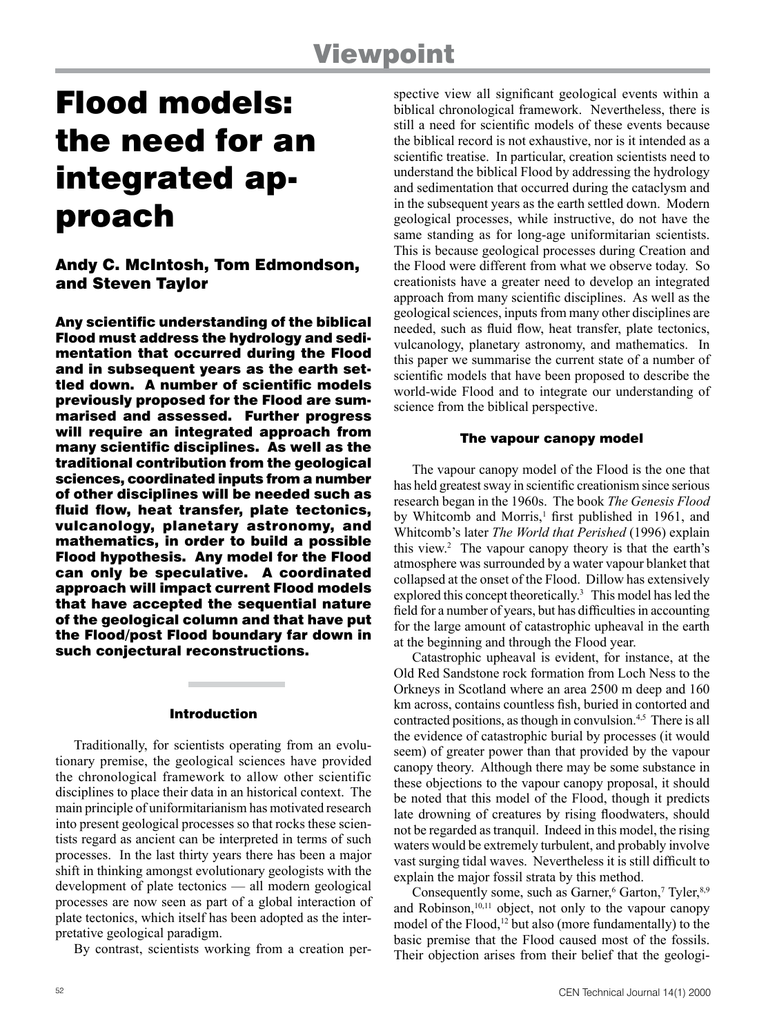Viewpoint

# Flood models: the need for an integrated approach

## Andy C. McIntosh, Tom Edmondson, and Steven Taylor

**Any scientific understanding of the biblical Flood must address the hydrology and sedimentation that occurred during the Flood and in subsequent years as the earth settled down. A number of scientific models previously proposed for the Flood are summarised and assessed. Further progress will require an integrated approach from many scientific disciplines. As well as the traditional contribution from the geological sciences, coordinated inputs from a number of other disciplines will be needed such as fluid flow, heat transfer, plate tectonics, vulcanology, planetary astronomy, and mathematics, in order to build a possible Flood hypothesis. Any model for the Flood can only be speculative. A coordinated approach will impact current Flood models that have accepted the sequential nature of the geological column and that have put the Flood/post Flood boundary far down in such conjectural reconstructions.**

### Introduction

Traditionally, for scientists operating from an evolutionary premise, the geological sciences have provided the chronological framework to allow other scientific disciplines to place their data in an historical context. The main principle of uniformitarianism has motivated research into present geological processes so that rocks these scientists regard as ancient can be interpreted in terms of such processes. In the last thirty years there has been a major shift in thinking amongst evolutionary geologists with the development of plate tectonics — all modern geological processes are now seen as part of a global interaction of plate tectonics, which itself has been adopted as the interpretative geological paradigm.

By contrast, scientists working from a creation perspective view all significant geological events within a biblical chronological framework. Nevertheless, there is still a need for scientific models of these events because the biblical record is not exhaustive, nor is it intended as a scientific treatise. In particular, creation scientists need to understand the biblical Flood by addressing the hydrology and sedimentation that occurred during the cataclysm and in the subsequent years as the earth settled down. Modern geological processes, while instructive, do not have the same standing as for long-age uniformitarian scientists. This is because geological processes during Creation and the Flood were different from what we observe today. So creationists have a greater need to develop an integrated approach from many scientific disciplines. As well as the geological sciences, inputs from many other disciplines are needed, such as fluid flow, heat transfer, plate tectonics, vulcanology, planetary astronomy, and mathematics. In this paper we summarise the current state of a number of scientific models that have been proposed to describe the world-wide Flood and to integrate our understanding of science from the biblical perspective.

### The vapour canopy model

The vapour canopy model of the Flood is the one that has held greatest sway in scientific creationism since serious research began in the 1960s. The book *The Genesis Flood* by Whitcomb and Morris,[1] first published in 1961, and Whitcomb's later *The World that Perished* (1996) explain this view.[2] The vapour canopy theory is that the earth's atmosphere was surrounded by a water vapour blanket that collapsed at the onset of the Flood. Dillow has extensively explored this concept theoretically.[3] This model has led the field for a number of years, but has difficulties in accounting for the large amount of catastrophic upheaval in the earth at the beginning and through the Flood year.

Catastrophic upheaval is evident, for instance, at the Old Red Sandstone rock formation from Loch Ness to the Orkneys in Scotland where an area 2500 m deep and 160 km across, contains countless fish, buried in contorted and contracted positions, as though in convulsion.[4,5] There is all the evidence of catastrophic burial by processes (it would seem) of greater power than that provided by the vapour canopy theory. Although there may be some substance in these objections to the vapour canopy proposal, it should be noted that this model of the Flood, though it predicts late drowning of creatures by rising floodwaters, should not be regarded as tranquil. Indeed in this model, the rising waters would be extremely turbulent, and probably involve vast surging tidal waves. Nevertheless it is still difficult to explain the major fossil strata by this method.

Consequently some, such as Garner,[6] Garton,[7] Tyler,[8,9] and Robinson,[10,11] object, not only to the vapour canopy model of the Flood,[12] but also (more fundamentally) to the basic premise that the Flood caused most of the fossils. Their objection arises from their belief that the geologi-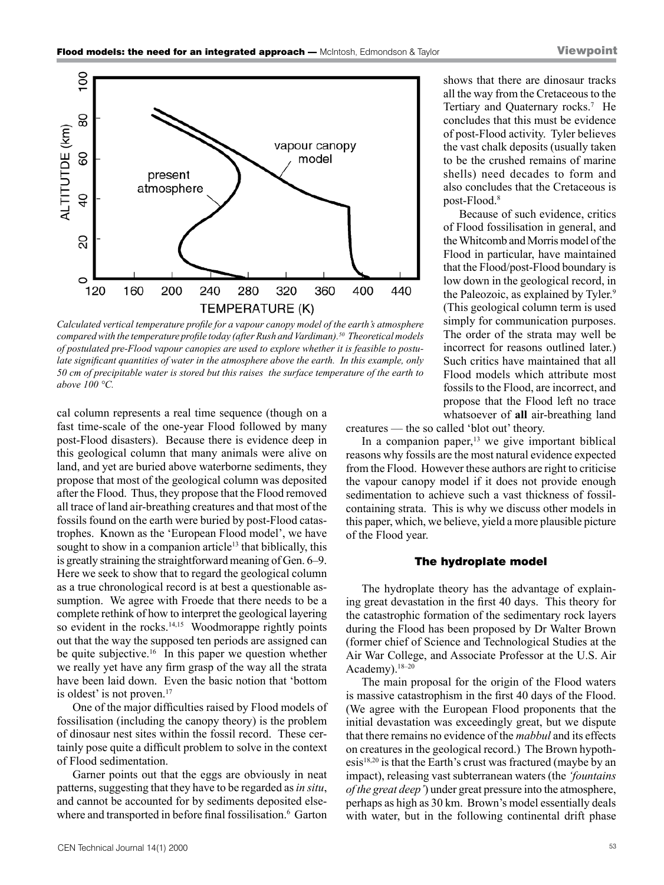*Calculated vertical temperature profile for a vapour canopy model of the earth's atmosphere compared with the temperature profile today (after Rush and Vardiman).[50] Theoretical models of postulated pre-Flood vapour canopies are used to explore whether it is feasible to postulate significant quantities of water in the atmosphere above the earth. In this example, only 50 cm of precipitable water is stored but this raises the surface temperature of the earth to above 100 °C.*

cal column represents a real time sequence (though on a fast time-scale of the one-year Flood followed by many post-Flood disasters). Because there is evidence deep in this geological column that many animals were alive on land, and yet are buried above waterborne sediments, they propose that most of the geological column was deposited after the Flood. Thus, they propose that the Flood removed all trace of land air-breathing creatures and that most of the fossils found on the earth were buried by post-Flood catastrophes. Known as the 'European Flood model', we have sought to show in a companion article[13] that biblically, this is greatly straining the straightforward meaning of Gen. 6–9. Here we seek to show that to regard the geological column as a true chronological record is at best a questionable assumption. We agree with Froede that there needs to be a complete rethink of how to interpret the geological layering so evident in the rocks.[14,15] Woodmorappe rightly points out that the way the supposed ten periods are assigned can be quite subjective.[16] In this paper we question whether we really yet have any firm grasp of the way all the strata have been laid down. Even the basic notion that 'bottom is oldest' is not proven.[17]

One of the major difficulties raised by Flood models of fossilisation (including the canopy theory) is the problem of dinosaur nest sites within the fossil record. These certainly pose quite a difficult problem to solve in the context of Flood sedimentation.

Garner points out that the eggs are obviously in neat patterns, suggesting that they have to be regarded as *in situ*, and cannot be accounted for by sediments deposited elsewhere and transported in before final fossilisation.[6] Garton shows that there are dinosaur tracks all the way from the Cretaceous to the Tertiary and Quaternary rocks.[7] He concludes that this must be evidence of post-Flood activity. Tyler believes the vast chalk deposits (usually taken to be the crushed remains of marine shells) need decades to form and also concludes that the Cretaceous is post-Flood.[8]

Because of such evidence, critics of Flood fossilisation in general, and the Whitcomb and Morris model of the Flood in particular, have maintained that the Flood/post-Flood boundary is low down in the geological record, in the Paleozoic, as explained by Tyler.[9] (This geological column term is used simply for communication purposes. The order of the strata may well be incorrect for reasons outlined later.) Such critics have maintained that all Flood models which attribute most fossils to the Flood, are incorrect, and propose that the Flood left no trace whatsoever of **all** air-breathing land creatures — the so called 'blot out' theory.

In a companion paper,[13] we give important biblical reasons why fossils are the most natural evidence expected from the Flood. However these authors are right to criticise the vapour canopy model if it does not provide enough sedimentation to achieve such a vast thickness of fossil-containing strata. This is why we discuss other models in this paper, which, we believe, yield a more plausible picture of the Flood year.

## The hydroplate model

The hydroplate theory has the advantage of explaining great devastation in the first 40 days. This theory for the catastrophic formation of the sedimentary rock layers during the Flood has been proposed by Dr Walter Brown (former chief of Science and Technological Studies at the Air War College, and Associate Professor at the U.S. Air Academy).[18–20]

The main proposal for the origin of the Flood waters is massive catastrophism in the first 40 days of the Flood. (We agree with the European Flood proponents that the initial devastation was exceedingly great, but we dispute that there remains no evidence of the *mabbul* and its effects on creatures in the geological record.) The Brown hypothesis[18,20] is that the Earth's crust was fractured (maybe by an impact), releasing vast subterranean waters (the *'fountains of the great deep'*) under great pressure into the atmosphere, perhaps as high as 30 km. Brown's model essentially deals with water, but in the following continental drift phase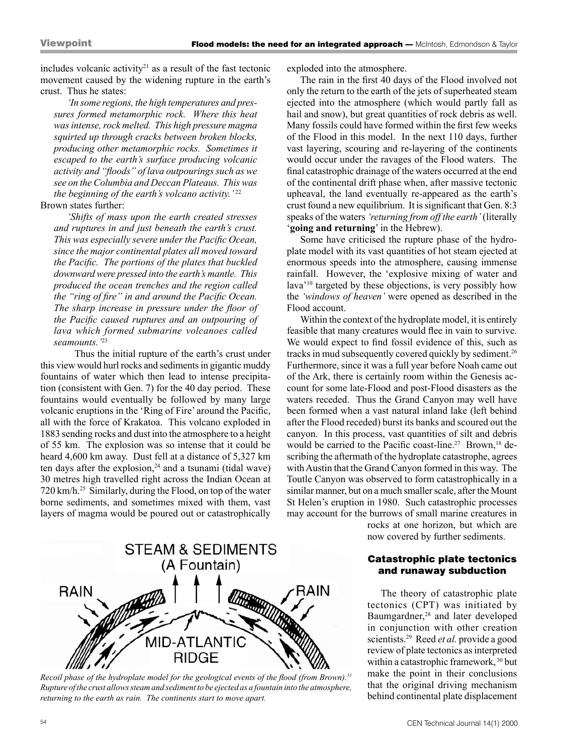includes volcanic activity[21] as a result of the fast tectonic movement caused by the widening rupture in the earth's crust. Thus he states:

> *'In some regions, the high temperatures and pressures formed metamorphic rock. Where this heat was intense, rock melted. This high pressure magma squirted up through cracks between broken blocks, producing other metamorphic rocks. Sometimes it escaped to the earth's surface producing volcanic activity and "floods" of lava outpourings such as we see on the Columbia and Deccan Plateaus. This was the beginning of the earth's volcano activity.'*[22]

Brown states further:

> *'Shifts of mass upon the earth created stresses and ruptures in and just beneath the earth's crust. This was especially severe under the Pacific Ocean, since the major continental plates all moved toward the Pacific. The portions of the plates that buckled downward were pressed into the earth's mantle. This produced the ocean trenches and the region called the "ring of fire" in and around the Pacific Ocean. The sharp increase in pressure under the floor of the Pacific caused ruptures and an outpouring of lava which formed submarine volcanoes called seamounts.'*[23]

Thus the initial rupture of the earth's crust under this view would hurl rocks and sediments in gigantic muddy fountains of water which then lead to intense precipitation (consistent with Gen. 7) for the 40 day period. These fountains would eventually be followed by many large volcanic eruptions in the 'Ring of Fire' around the Pacific, all with the force of Krakatoa. This volcano exploded in 1883 sending rocks and dust into the atmosphere to a height of 55 km. The explosion was so intense that it could be heard 4,600 km away. Dust fell at a distance of 5,327 km ten days after the explosion,[24] and a tsunami (tidal wave) 30 metres high travelled right across the Indian Ocean at 720 km/h.[25] Similarly, during the Flood, on top of the water borne sediments, and sometimes mixed with them, vast layers of magma would be poured out or catastrophically exploded into the atmosphere.

The rain in the first 40 days of the Flood involved not only the return to the earth of the jets of superheated steam ejected into the atmosphere (which would partly fall as hail and snow), but great quantities of rock debris as well. Many fossils could have formed within the first few weeks of the Flood in this model. In the next 110 days, further vast layering, scouring and re-layering of the continents would occur under the ravages of the Flood waters. The final catastrophic drainage of the waters occurred at the end of the continental drift phase when, after massive tectonic upheaval, the land eventually re-appeared as the earth's crust found a new equilibrium. It is significant that Gen. 8:3 speaks of the waters *'returning from off the earth'* (literally '**going and returning**' in the Hebrew).

Some have criticised the rupture phase of the hydroplate model with its vast quantities of hot steam ejected at enormous speeds into the atmosphere, causing immense rainfall. However, the 'explosive mixing of water and lava'[10] targeted by these objections, is very possibly how the *'windows of heaven'* were opened as described in the Flood account.

Within the context of the hydroplate model, it is entirely feasible that many creatures would flee in vain to survive. We would expect to find fossil evidence of this, such as tracks in mud subsequently covered quickly by sediment.[26] Furthermore, since it was a full year before Noah came out of the Ark, there is certainly room within the Genesis account for some late-Flood and post-Flood disasters as the waters receded. Thus the Grand Canyon may well have been formed when a vast natural inland lake (left behind after the Flood receded) burst its banks and scoured out the canyon. In this process, vast quantities of silt and debris would be carried to the Pacific coast-line.[27] Brown,[18] describing the aftermath of the hydroplate catastrophe, agrees with Austin that the Grand Canyon formed in this way. The Toutle Canyon was observed to form catastrophically in a similar manner, but on a much smaller scale, after the Mount St Helen's eruption in 1980. Such catastrophic processes may account for the burrows of small marine creatures in rocks at one horizon, but which are now covered by further sediments.

*Recoil phase of the hydroplate model for the geological events of the flood (from Brown).[51] Rupture of the crust allows steam and sediment to be ejected as a fountain into the atmosphere, returning to the earth as rain. The continents start to move apart.*

## Catastrophic plate tectonics and runaway subduction

The theory of catastrophic plate tectonics (CPT) was initiated by Baumgardner,[28] and later developed in conjunction with other creation scientists.[29] Reed *et al.* provide a good review of plate tectonics as interpreted within a catastrophic framework,[30] but make the point in their conclusions that the original driving mechanism behind continental plate displacement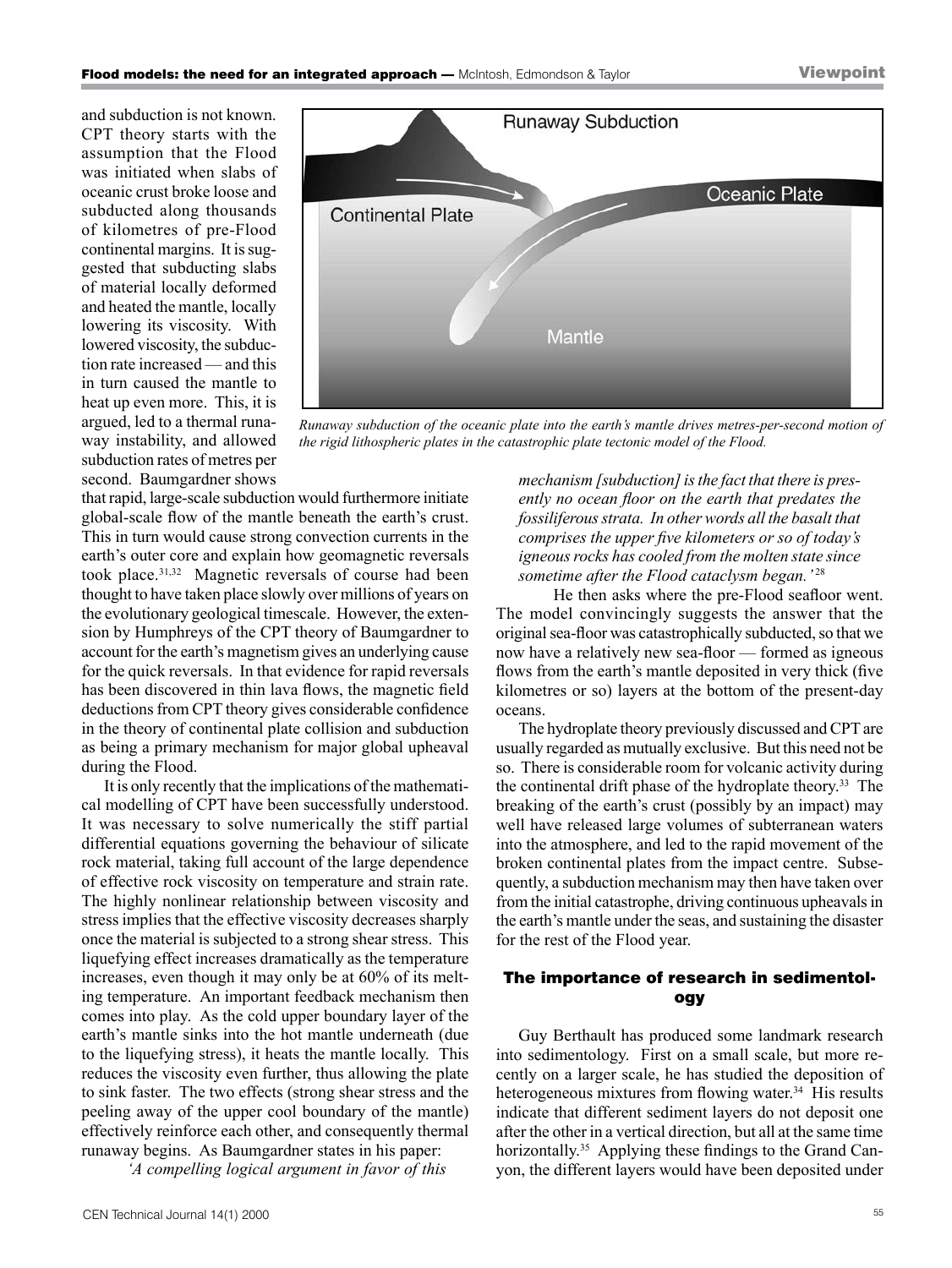and subduction is not known. CPT theory starts with the assumption that the Flood was initiated when slabs of oceanic crust broke loose and subducted along thousands of kilometres of pre-Flood continental margins. It is suggested that subducting slabs of material locally deformed and heated the mantle, locally lowering its viscosity. With lowered viscosity, the subduction rate increased — and this in turn caused the mantle to heat up even more. This, it is argued, led to a thermal runaway instability, and allowed subduction rates of metres per second. Baumgardner shows that rapid, large-scale subduction would furthermore initiate global-scale flow of the mantle beneath the earth's crust. This in turn would cause strong convection currents in the earth's outer core and explain how geomagnetic reversals took place.[31,32] Magnetic reversals of course had been thought to have taken place slowly over millions of years on the evolutionary geological timescale. However, the extension by Humphreys of the CPT theory of Baumgardner to account for the earth's magnetism gives an underlying cause for the quick reversals. In that evidence for rapid reversals has been discovered in thin lava flows, the magnetic field deductions from CPT theory gives considerable confidence in the theory of continental plate collision and subduction as being a primary mechanism for major global upheaval during the Flood.

*Runaway subduction of the oceanic plate into the earth's mantle drives metres-per-second motion of the rigid lithospheric plates in the catastrophic plate tectonic model of the Flood.*

It is only recently that the implications of the mathematical modelling of CPT have been successfully understood. It was necessary to solve numerically the stiff partial differential equations governing the behaviour of silicate rock material, taking full account of the large dependence of effective rock viscosity on temperature and strain rate. The highly nonlinear relationship between viscosity and stress implies that the effective viscosity decreases sharply once the material is subjected to a strong shear stress. This liquefying effect increases dramatically as the temperature increases, even though it may only be at 60% of its melting temperature. An important feedback mechanism then comes into play. As the cold upper boundary layer of the earth's mantle sinks into the hot mantle underneath (due to the liquefying stress), it heats the mantle locally. This reduces the viscosity even further, thus allowing the plate to sink faster. The two effects (strong shear stress and the peeling away of the upper cool boundary of the mantle) effectively reinforce each other, and consequently thermal runaway begins. As Baumgardner states in his paper:

> *'A compelling logical argument in favor of this mechanism [subduction] is the fact that there is presently no ocean floor on the earth that predates the fossiliferous strata. In other words all the basalt that comprises the upper five kilometers or so of today's igneous rocks has cooled from the molten state since sometime after the Flood cataclysm began.'*[28]

He then asks where the pre-Flood seafloor went. The model convincingly suggests the answer that the original sea-floor was catastrophically subducted, so that we now have a relatively new sea-floor — formed as igneous flows from the earth's mantle deposited in very thick (five kilometres or so) layers at the bottom of the present-day oceans.

The hydroplate theory previously discussed and CPT are usually regarded as mutually exclusive. But this need not be so. There is considerable room for volcanic activity during the continental drift phase of the hydroplate theory.[33] The breaking of the earth's crust (possibly by an impact) may well have released large volumes of subterranean waters into the atmosphere, and led to the rapid movement of the broken continental plates from the impact centre. Subsequently, a subduction mechanism may then have taken over from the initial catastrophe, driving continuous upheavals in the earth's mantle under the seas, and sustaining the disaster for the rest of the Flood year.

## The importance of research in sedimentology

Guy Berthault has produced some landmark research into sedimentology. First on a small scale, but more recently on a larger scale, he has studied the deposition of heterogeneous mixtures from flowing water.[34] His results indicate that different sediment layers do not deposit one after the other in a vertical direction, but all at the same time horizontally.[35] Applying these findings to the Grand Canyon, the different layers would have been deposited under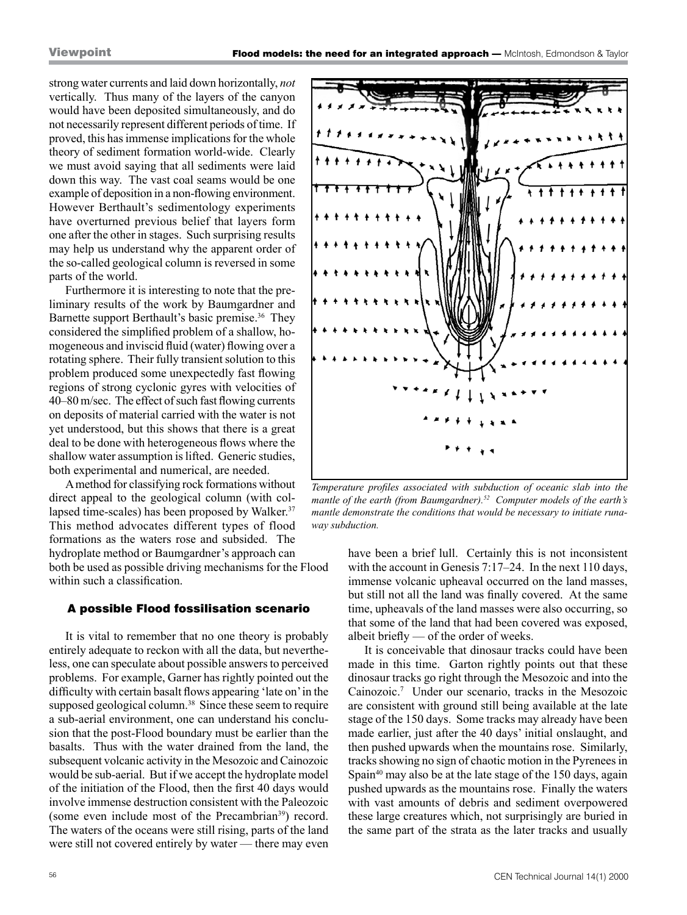strong water currents and laid down horizontally, *not* vertically. Thus many of the layers of the canyon would have been deposited simultaneously, and do not necessarily represent different periods of time. If proved, this has immense implications for the whole theory of sediment formation world-wide. Clearly we must avoid saying that all sediments were laid down this way. The vast coal seams would be one example of deposition in a non-flowing environment. However Berthault's sedimentology experiments have overturned previous belief that layers form one after the other in stages. Such surprising results may help us understand why the apparent order of the so-called geological column is reversed in some parts of the world.

Furthermore it is interesting to note that the preliminary results of the work by Baumgardner and Barnette support Berthault's basic premise.[36] They considered the simplified problem of a shallow, homogeneous and inviscid fluid (water) flowing over a rotating sphere. Their fully transient solution to this problem produced some unexpectedly fast flowing regions of strong cyclonic gyres with velocities of 40–80 m/sec. The effect of such fast flowing currents on deposits of material carried with the water is not yet understood, but this shows that there is a great deal to be done with heterogeneous flows where the shallow water assumption is lifted. Generic studies, both experimental and numerical, are needed.

A method for classifying rock formations without direct appeal to the geological column (with collapsed time-scales) has been proposed by Walker.[37] This method advocates different types of flood formations as the waters rose and subsided. The hydroplate method or Baumgardner's approach can both be used as possible driving mechanisms for the Flood within such a classification.

*Temperature profiles associated with subduction of oceanic slab into the mantle of the earth (from Baumgardner).[52] Computer models of the earth's mantle demonstrate the conditions that would be necessary to initiate runaway subduction.*

## A possible Flood fossilisation scenario

It is vital to remember that no one theory is probably entirely adequate to reckon with all the data, but nevertheless, one can speculate about possible answers to perceived problems. For example, Garner has rightly pointed out the difficulty with certain basalt flows appearing 'late on' in the supposed geological column.[38] Since these seem to require a sub-aerial environment, one can understand his conclusion that the post-Flood boundary must be earlier than the basalts. Thus with the water drained from the land, the subsequent volcanic activity in the Mesozoic and Cainozoic would be sub-aerial. But if we accept the hydroplate model of the initiation of the Flood, then the first 40 days would involve immense destruction consistent with the Paleozoic (some even include most of the Precambrian[39]) record. The waters of the oceans were still rising, parts of the land were still not covered entirely by water — there may even have been a brief lull. Certainly this is not inconsistent with the account in Genesis 7:17–24. In the next 110 days, immense volcanic upheaval occurred on the land masses, but still not all the land was finally covered. At the same time, upheavals of the land masses were also occurring, so that some of the land that had been covered was exposed, albeit briefly — of the order of weeks.

It is conceivable that dinosaur tracks could have been made in this time. Garton rightly points out that these dinosaur tracks go right through the Mesozoic and into the Cainozoic.[7] Under our scenario, tracks in the Mesozoic are consistent with ground still being available at the late stage of the 150 days. Some tracks may already have been made earlier, just after the 40 days' initial onslaught, and then pushed upwards when the mountains rose. Similarly, tracks showing no sign of chaotic motion in the Pyrenees in Spain[40] may also be at the late stage of the 150 days, again pushed upwards as the mountains rose. Finally the waters with vast amounts of debris and sediment overpowered these large creatures which, not surprisingly are buried in the same part of the strata as the later tracks and usually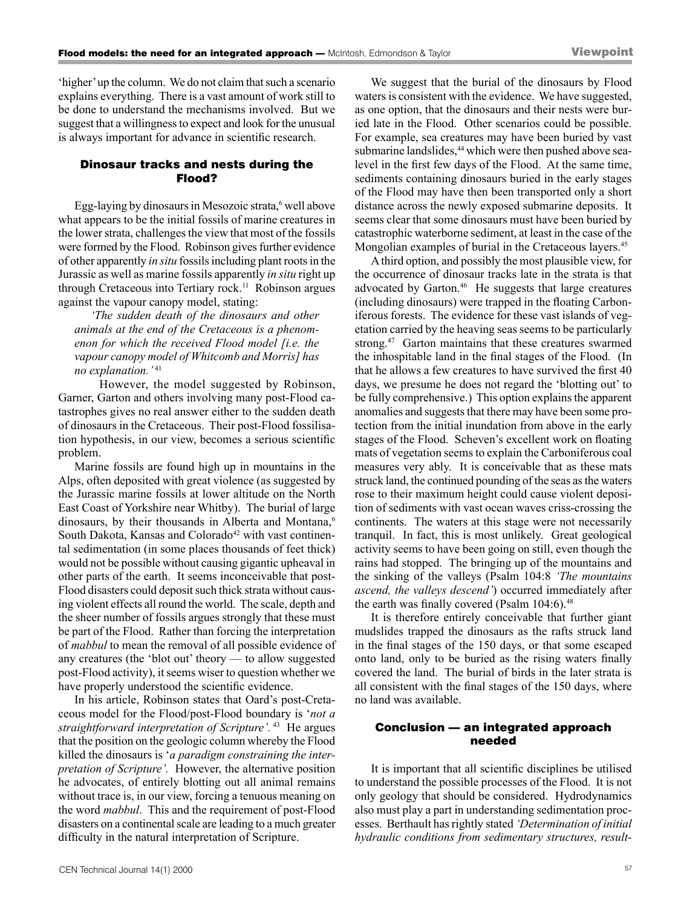'higher' up the column. We do not claim that such a scenario explains everything. There is a vast amount of work still to be done to understand the mechanisms involved. But we suggest that a willingness to expect and look for the unusual is always important for advance in scientific research.

## Dinosaur tracks and nests during the Flood?

Egg-laying by dinosaurs in Mesozoic strata,[6] well above what appears to be the initial fossils of marine creatures in the lower strata, challenges the view that most of the fossils were formed by the Flood. Robinson gives further evidence of other apparently *in situ* fossils including plant roots in the Jurassic as well as marine fossils apparently *in situ* right up through Cretaceous into Tertiary rock.[11] Robinson argues against the vapour canopy model, stating:

> *'The sudden death of the dinosaurs and other animals at the end of the Cretaceous is a phenomenon for which the received Flood model [i.e. the vapour canopy model of Whitcomb and Morris] has no explanation.'* [41]

However, the model suggested by Robinson, Garner, Garton and others involving many post-Flood catastrophes gives no real answer either to the sudden death of dinosaurs in the Cretaceous. Their post-Flood fossilisation hypothesis, in our view, becomes a serious scientific problem.

Marine fossils are found high up in mountains in the Alps, often deposited with great violence (as suggested by the Jurassic marine fossils at lower altitude on the North East Coast of Yorkshire near Whitby). The burial of large dinosaurs, by their thousands in Alberta and Montana,[6] South Dakota, Kansas and Colorado[42] with vast continental sedimentation (in some places thousands of feet thick) would not be possible without causing gigantic upheaval in other parts of the earth. It seems inconceivable that post-Flood disasters could deposit such thick strata without causing violent effects all round the world. The scale, depth and the sheer number of fossils argues strongly that these must be part of the Flood. Rather than forcing the interpretation of *mabbul* to mean the removal of all possible evidence of any creatures (the 'blot out' theory — to allow suggested post-Flood activity), it seems wiser to question whether we have properly understood the scientific evidence.

In his article, Robinson states that Oard's post-Cretaceous model for the Flood/post-Flood boundary is '*not a straightforward interpretation of Scripture'.* [43] He argues that the position on the geologic column whereby the Flood killed the dinosaurs is '*a paradigm constraining the interpretation of Scripture'.* However, the alternative position he advocates, of entirely blotting out all animal remains without trace is, in our view, forcing a tenuous meaning on the word *mabbul*. This and the requirement of post-Flood disasters on a continental scale are leading to a much greater difficulty in the natural interpretation of Scripture.

We suggest that the burial of the dinosaurs by Flood waters is consistent with the evidence. We have suggested, as one option, that the dinosaurs and their nests were buried late in the Flood. Other scenarios could be possible. For example, sea creatures may have been buried by vast submarine landslides,[44] which were then pushed above sea-level in the first few days of the Flood. At the same time, sediments containing dinosaurs buried in the early stages of the Flood may have then been transported only a short distance across the newly exposed submarine deposits. It seems clear that some dinosaurs must have been buried by catastrophic waterborne sediment, at least in the case of the Mongolian examples of burial in the Cretaceous layers.[45]

A third option, and possibly the most plausible view, for the occurrence of dinosaur tracks late in the strata is that advocated by Garton.[46] He suggests that large creatures (including dinosaurs) were trapped in the floating Carboniferous forests. The evidence for these vast islands of vegetation carried by the heaving seas seems to be particularly strong.[47] Garton maintains that these creatures swarmed the inhospitable land in the final stages of the Flood. (In that he allows a few creatures to have survived the first 40 days, we presume he does not regard the 'blotting out' to be fully comprehensive.) This option explains the apparent anomalies and suggests that there may have been some protection from the initial inundation from above in the early stages of the Flood. Scheven's excellent work on floating mats of vegetation seems to explain the Carboniferous coal measures very ably. It is conceivable that as these mats struck land, the continued pounding of the seas as the waters rose to their maximum height could cause violent deposition of sediments with vast ocean waves criss-crossing the continents. The waters at this stage were not necessarily tranquil. In fact, this is most unlikely. Great geological activity seems to have been going on still, even though the rains had stopped. The bringing up of the mountains and the sinking of the valleys (Psalm 104:8 *'The mountains ascend, the valleys descend'*) occurred immediately after the earth was finally covered (Psalm 104:6).[48]

It is therefore entirely conceivable that further giant mudslides trapped the dinosaurs as the rafts struck land in the final stages of the 150 days, or that some escaped onto land, only to be buried as the rising waters finally covered the land. The burial of birds in the later strata is all consistent with the final stages of the 150 days, where no land was available.

## Conclusion — an integrated approach needed

It is important that all scientific disciplines be utilised to understand the possible processes of the Flood. It is not only geology that should be considered. Hydrodynamics also must play a part in understanding sedimentation processes. Berthault has rightly stated *'Determination of initial hydraulic conditions from sedimentary structures, result-*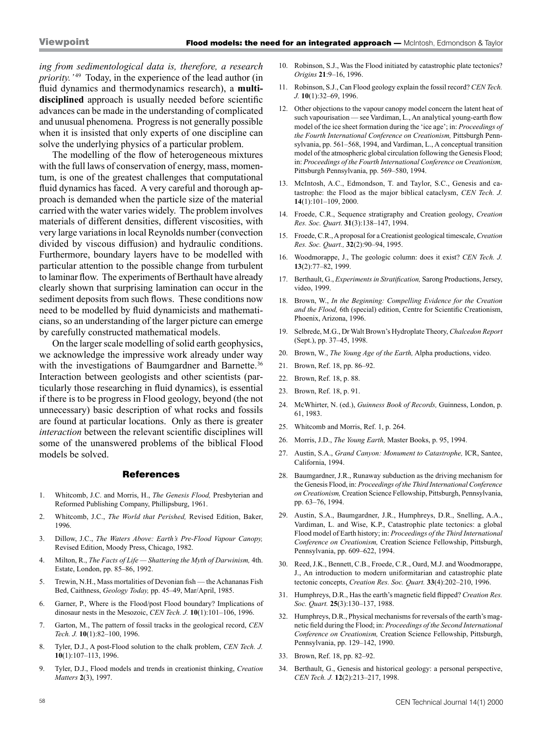*ing from sedimentological data is, therefore, a research priority.'*[49] Today, in the experience of the lead author (in fluid dynamics and thermodynamics research), a **multi-disciplined** approach is usually needed before scientific advances can be made in the understanding of complicated and unusual phenomena. Progress is not generally possible when it is insisted that only experts of one discipline can solve the underlying physics of a particular problem.

The modelling of the flow of heterogeneous mixtures with the full laws of conservation of energy, mass, momentum, is one of the greatest challenges that computational fluid dynamics has faced. A very careful and thorough approach is demanded when the particle size of the material carried with the water varies widely. The problem involves materials of different densities, different viscosities, with very large variations in local Reynolds number (convection divided by viscous diffusion) and hydraulic conditions. Furthermore, boundary layers have to be modelled with particular attention to the possible change from turbulent to laminar flow. The experiments of Berthault have already clearly shown that surprising lamination can occur in the sediment deposits from such flows. These conditions now need to be modelled by fluid dynamicists and mathematicians, so an understanding of the larger picture can emerge by carefully constructed mathematical models.

On the larger scale modelling of solid earth geophysics, we acknowledge the impressive work already under way with the investigations of Baumgardner and Barnette.[36] Interaction between geologists and other scientists (particularly those researching in fluid dynamics), is essential if there is to be progress in Flood geology, beyond (the not unnecessary) basic description of what rocks and fossils are found at particular locations. Only as there is greater *interaction* between the relevant scientific disciplines will some of the unanswered problems of the biblical Flood models be solved.

## References

1. Whitcomb, J.C. and Morris, H., *The Genesis Flood,* Presbyterian and Reformed Publishing Company, Phillipsburg, 1961.
2. Whitcomb, J.C., *The World that Perished,* Revised Edition, Baker, 1996.
3. Dillow, J.C., *The Waters Above: Earth's Pre-Flood Vapour Canopy,* Revised Edition, Moody Press, Chicago, 1982.
4. Milton, R., *The Facts of Life — Shattering the Myth of Darwinism,* 4th. Estate, London, pp. 85–86, 1992.
5. Trewin, N.H., Mass mortalities of Devonian fish — the Achananas Fish Bed, Caithness, *Geology Today,* pp. 45–49, Mar/April, 1985.
6. Garner, P., Where is the Flood/post Flood boundary? Implications of dinosaur nests in the Mesozoic, *CEN Tech. J.* **10**(1):101–106, 1996.
7. Garton, M., The pattern of fossil tracks in the geological record, *CEN Tech. J.* **10**(1):82–100, 1996.
8. Tyler, D.J., A post-Flood solution to the chalk problem, *CEN Tech. J.* **10**(1):107–113, 1996.
9. Tyler, D.J., Flood models and trends in creationist thinking, *Creation Matters* **2**(3), 1997.
10. Robinson, S.J., Was the Flood initiated by catastrophic plate tectonics? *Origins* **21**:9–16, 1996.
11. Robinson, S.J., Can Flood geology explain the fossil record? *CEN Tech. J.* **10**(1):32–69, 1996.
12. Other objections to the vapour canopy model concern the latent heat of such vapourisation — see Vardiman, L., An analytical young-earth flow model of the ice sheet formation during the 'ice age'; in: *Proceedings of the Fourth International Conference on Creationism,* Pittsburgh Pennsylvania, pp. 561–568, 1994, and Vardiman, L., A conceptual transition model of the atmospheric global circulation following the Genesis Flood; in: *Proceedings of the Fourth International Conference on Creationism,* Pittsburgh Pennsylvania, pp. 569–580, 1994.
13. McIntosh, A.C., Edmondson, T. and Taylor, S.C., Genesis and catastrophe: the Flood as the major biblical cataclysm, *CEN Tech. J.* **14**(1):101–109, 2000.
14. Froede, C.R., Sequence stratigraphy and Creation geology, *Creation Res. Soc. Quart.* **31**(3):138–147, 1994.
15. Froede, C.R., A proposal for a Creationist geological timescale, *Creation Res. Soc. Quart.,* **32**(2):90–94, 1995.
16. Woodmorappe, J., The geologic column: does it exist? *CEN Tech. J.* **13**(2):77–82, 1999.
17. Berthault, G., *Experiments in Stratification,* Sarong Productions, Jersey, video, 1999.
18. Brown, W., *In the Beginning: Compelling Evidence for the Creation and the Flood,* 6th (special) edition, Centre for Scientific Creationism, Phoenix, Arizona, 1996.
19. Selbrede, M.G., Dr Walt Brown's Hydroplate Theory, *Chalcedon Report* (Sept.), pp. 37–45, 1998.
20. Brown, W., *The Young Age of the Earth,* Alpha productions, video.
21. Brown, Ref. 18, pp. 86–92.
22. Brown, Ref. 18, p. 88.
23. Brown, Ref. 18, p. 91.
24. McWhirter, N. (ed.), *Guinness Book of Records,* Guinness, London, p. 61, 1983.
25. Whitcomb and Morris, Ref. 1, p. 264.
26. Morris, J.D., *The Young Earth,* Master Books, p. 95, 1994.
27. Austin, S.A., *Grand Canyon: Monument to Catastrophe,* ICR, Santee, California, 1994.
28. Baumgardner, J.R., Runaway subduction as the driving mechanism for the Genesis Flood, in: *Proceedings of the Third International Conference on Creationism,* Creation Science Fellowship, Pittsburgh, Pennsylvania, pp. 63–76, 1994.
29. Austin, S.A., Baumgardner, J.R., Humphreys, D.R., Snelling, A.A., Vardiman, L. and Wise, K.P., Catastrophic plate tectonics: a global Flood model of Earth history; in: *Proceedings of the Third International Conference on Creationism,* Creation Science Fellowship, Pittsburgh, Pennsylvania, pp. 609–622, 1994.
30. Reed, J.K., Bennett, C.B., Froede, C.R., Oard, M.J. and Woodmorappe, J., An introduction to modern uniformitarian and catastrophic plate tectonic concepts, *Creation Res. Soc. Quart.* **33**(4):202–210, 1996.
31. Humphreys, D.R., Has the earth's magnetic field flipped? *Creation Res. Soc. Quart.* **25**(3):130–137, 1988.
32. Humphreys, D.R., Physical mechanisms for reversals of the earth's magnetic field during the Flood; in: *Proceedings of the Second International Conference on Creationism,* Creation Science Fellowship, Pittsburgh, Pennsylvania, pp. 129–142, 1990.
33. Brown, Ref. 18, pp. 82–92.
34. Berthault, G., Genesis and historical geology: a personal perspective, *CEN Tech. J.* **12**(2):213–217, 1998.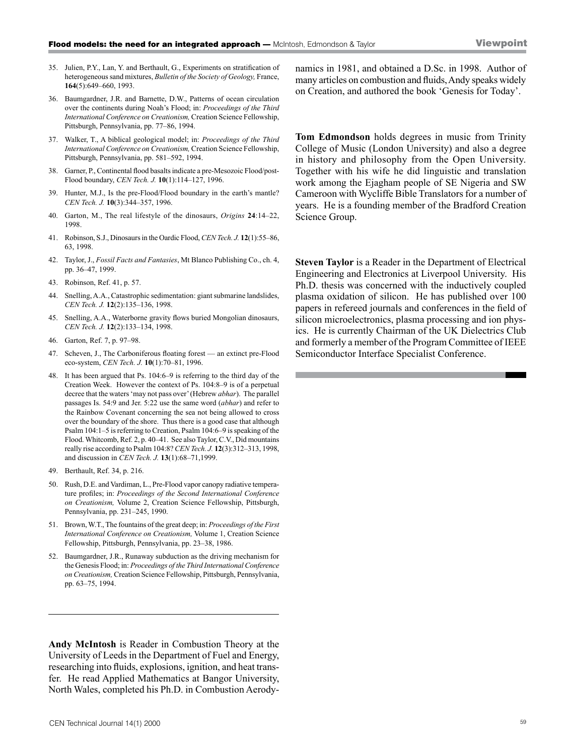35. Julien, P.Y., Lan, Y. and Berthault, G., Experiments on stratification of heterogeneous sand mixtures, *Bulletin of the Society of Geology,* France, **164**(5):649–660, 1993.

36. Baumgardner, J.R. and Barnette, D.W., Patterns of ocean circulation over the continents during Noah's Flood; in: *Proceedings of the Third International Conference on Creationism,* Creation Science Fellowship, Pittsburgh, Pennsylvania, pp. 77–86, 1994.

37. Walker, T., A biblical geological model; in: *Proceedings of the Third International Conference on Creationism,* Creation Science Fellowship, Pittsburgh, Pennsylvania, pp. 581–592, 1994.

38. Garner, P., Continental flood basalts indicate a pre-Mesozoic Flood/post-Flood boundary, *CEN Tech. J.* **10**(1):114–127, 1996.

39. Hunter, M.J., Is the pre-Flood/Flood boundary in the earth's mantle? *CEN Tech. J.* **10**(3):344–357, 1996.

40. Garton, M., The real lifestyle of the dinosaurs, *Origins* **24**:14–22, 1998.

41. Robinson, S.J., Dinosaurs in the Oardic Flood, *CEN Tech. J.* **12**(1):55–86, 63, 1998.

42. Taylor, J., *Fossil Facts and Fantasies*, Mt Blanco Publishing Co., ch. 4, pp. 36–47, 1999.

43. Robinson, Ref. 41, p. 57.

44. Snelling, A.A., Catastrophic sedimentation: giant submarine landslides, *CEN Tech. J.* **12**(2):135–136, 1998.

45. Snelling, A.A., Waterborne gravity flows buried Mongolian dinosaurs, *CEN Tech. J.* **12**(2):133–134, 1998.

46. Garton, Ref. 7, p. 97–98.

47. Scheven, J., The Carboniferous floating forest — an extinct pre-Flood eco-system, *CEN Tech. J.* **10**(1):70–81, 1996.

48. It has been argued that Ps. 104:6–9 is referring to the third day of the Creation Week. However the context of Ps. 104:8–9 is of a perpetual decree that the waters 'may not pass over' (Hebrew *abhar*). The parallel passages Is. 54:9 and Jer. 5:22 use the same word (*abhar*) and refer to the Rainbow Covenant concerning the sea not being allowed to cross over the boundary of the shore. Thus there is a good case that although Psalm 104:1–5 is referring to Creation, Psalm 104:6–9 is speaking of the Flood. Whitcomb, Ref. 2, p. 40–41. See also Taylor, C.V., Did mountains really rise according to Psalm 104:8? *CEN Tech. J.* **12**(3):312–313, 1998, and discussion in *CEN Tech. J.* **13**(1):68–71,1999.

49. Berthault, Ref. 34, p. 216.

50. Rush, D.E. and Vardiman, L., Pre-Flood vapor canopy radiative temperature profiles; in: *Proceedings of the Second International Conference on Creationism,* Volume 2, Creation Science Fellowship, Pittsburgh, Pennsylvania, pp. 231–245, 1990.

51. Brown, W.T., The fountains of the great deep; in: *Proceedings of the First International Conference on Creationism,* Volume 1, Creation Science Fellowship, Pittsburgh, Pennsylvania, pp. 23–38, 1986.

52. Baumgardner, J.R., Runaway subduction as the driving mechanism for the Genesis Flood; in: *Proceedings of the Third International Conference on Creationism,* Creation Science Fellowship, Pittsburgh, Pennsylvania, pp. 63–75, 1994.

---

**Andy McIntosh** is Reader in Combustion Theory at the University of Leeds in the Department of Fuel and Energy, researching into fluids, explosions, ignition, and heat transfer. He read Applied Mathematics at Bangor University, North Wales, completed his Ph.D. in Combustion Aerodynamics in 1981, and obtained a D.Sc. in 1998. Author of many articles on combustion and fluids, Andy speaks widely on Creation, and authored the book 'Genesis for Today'.

**Tom Edmondson** holds degrees in music from Trinity College of Music (London University) and also a degree in history and philosophy from the Open University. Together with his wife he did linguistic and translation work among the Ejagham people of SE Nigeria and SW Cameroon with Wycliffe Bible Translators for a number of years. He is a founding member of the Bradford Creation Science Group.

**Steven Taylor** is a Reader in the Department of Electrical Engineering and Electronics at Liverpool University. His Ph.D. thesis was concerned with the inductively coupled plasma oxidation of silicon. He has published over 100 papers in refereed journals and conferences in the field of silicon microelectronics, plasma processing and ion physics. He is currently Chairman of the UK Dielectrics Club and formerly a member of the Program Committee of IEEE Semiconductor Interface Specialist Conference.